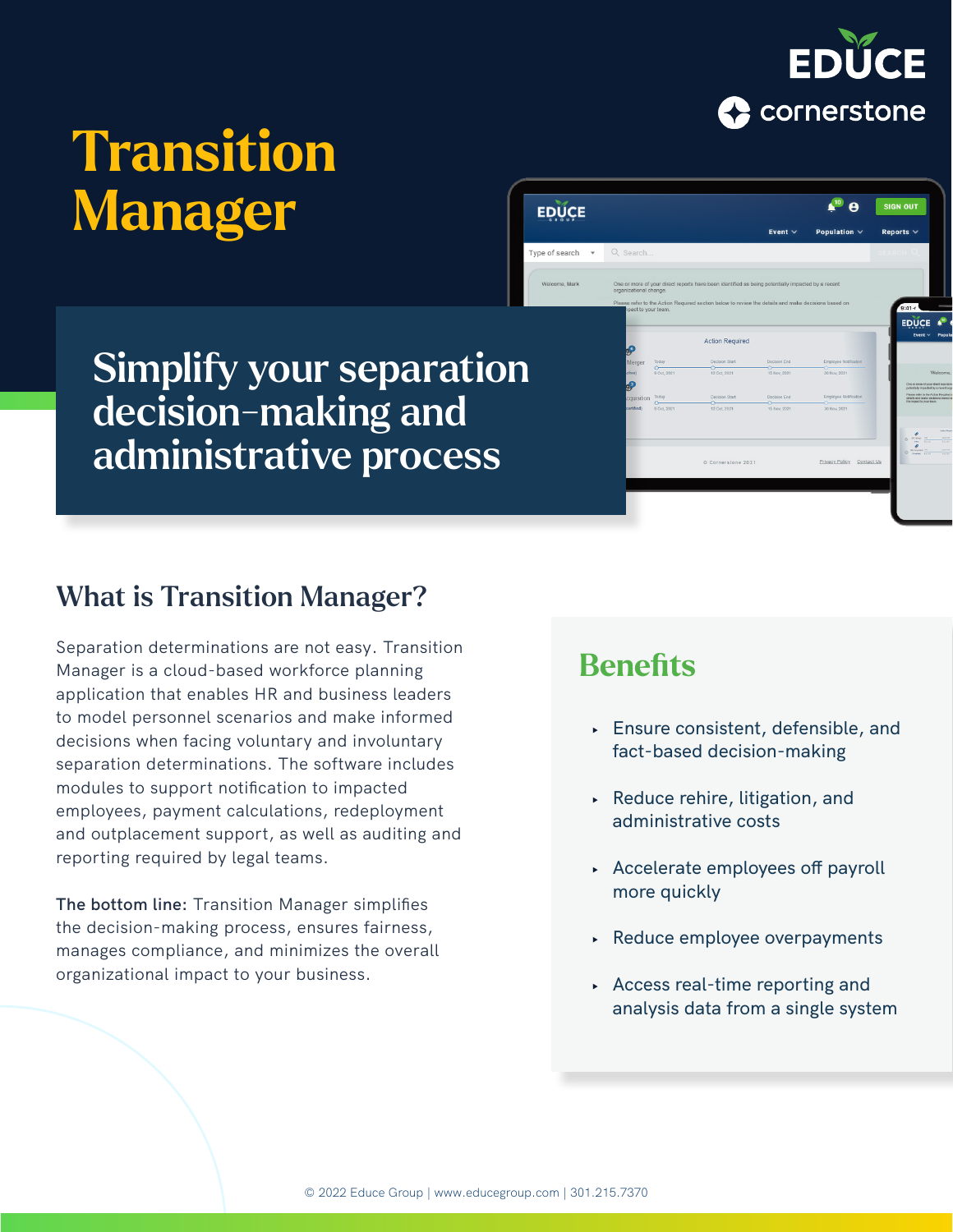# Transition Manager

## Simplify your separation decision-making and administrative process

## What is Transition Manager?

Separation determinations are not easy. Transition Manager is a cloud-based workforce planning application that enables HR and business leaders to model personnel scenarios and make informed decisions when facing voluntary and involuntary separation determinations. The software includes modules to support notification to impacted employees, payment calculations, redeployment and outplacement support, as well as auditing and reporting required by legal teams.

**The bottom line:** Transition Manager simplifies the decision-making process, ensures fairness, manages compliance, and minimizes the overall organizational impact to your business.

## Benefits

- Ensure consistent, defensible, and fact-based decision-making
- Reduce rehire, litigation, and administrative costs
- Accelerate employees off payroll more quickly
- Reduce employee overpayments
- Access real-time reporting and analysis data from a single system

© 2022 Educe Group | www.educegroup.com | 301.215.7370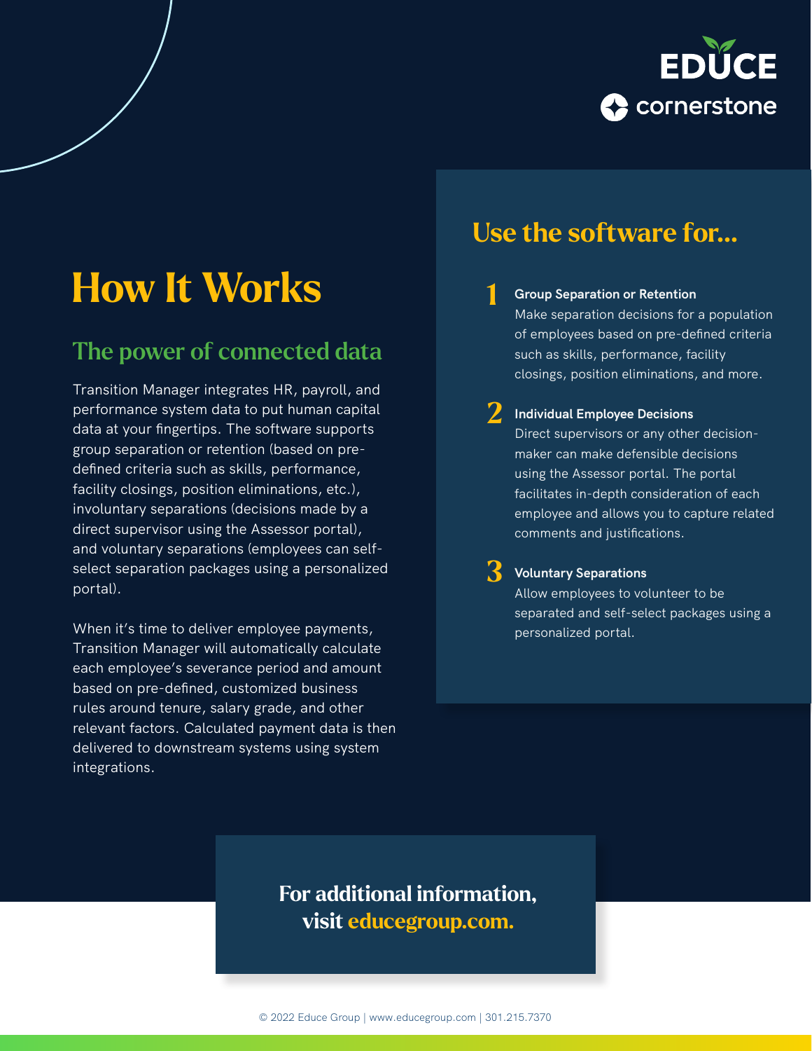EDUCE
cornerstone

# How It Works

## The power of connected data

Transition Manager integrates HR, payroll, and performance system data to put human capital data at your fingertips. The software supports group separation or retention (based on pre-defined criteria such as skills, performance, facility closings, position eliminations, etc.), involuntary separations (decisions made by a direct supervisor using the Assessor portal), and voluntary separations (employees can self-select separation packages using a personalized portal).

When it's time to deliver employee payments, Transition Manager will automatically calculate each employee's severance period and amount based on pre-defined, customized business rules around tenure, salary grade, and other relevant factors. Calculated payment data is then delivered to downstream systems using system integrations.

## Use the software for...

1. **Group Separation or Retention**
   Make separation decisions for a population of employees based on pre-defined criteria such as skills, performance, facility closings, position eliminations, and more.

2. **Individual Employee Decisions**
   Direct supervisors or any other decision-maker can make defensible decisions using the Assessor portal. The portal facilitates in-depth consideration of each employee and allows you to capture related comments and justifications.

3. **Voluntary Separations**
   Allow employees to volunteer to be separated and self-select packages using a personalized portal.

**For additional information, visit educegroup.com.**

© 2022 Educe Group | www.educegroup.com | 301.215.7370